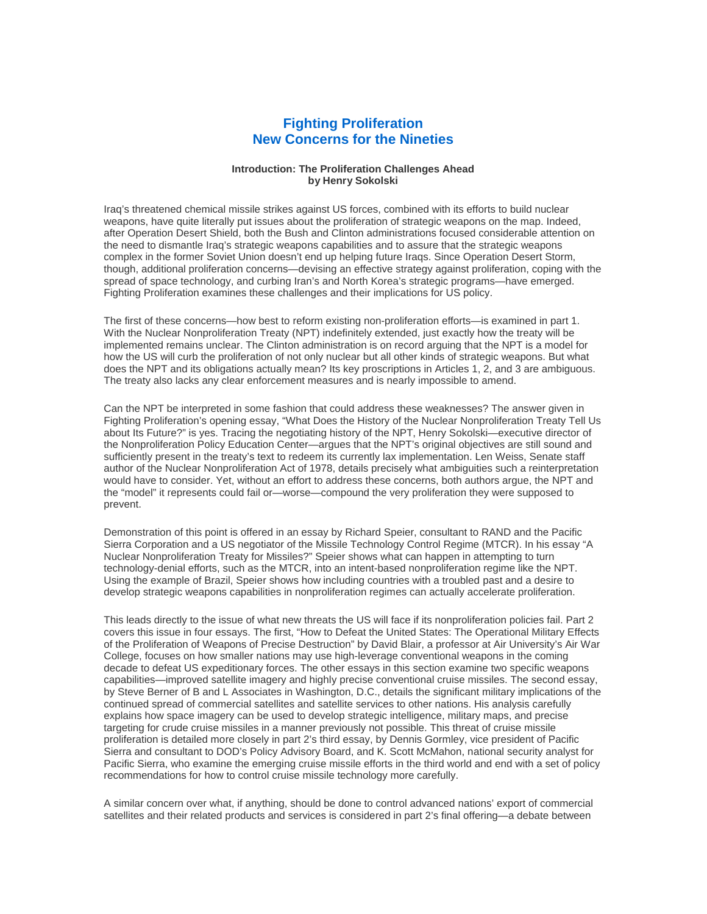# Fighting Proliferation
# New Concerns for the Nineties

### Introduction: The Proliferation Challenges Ahead
### by Henry Sokolski

Iraq's threatened chemical missile strikes against US forces, combined with its efforts to build nuclear weapons, have quite literally put issues about the proliferation of strategic weapons on the map. Indeed, after Operation Desert Shield, both the Bush and Clinton administrations focused considerable attention on the need to dismantle Iraq's strategic weapons capabilities and to assure that the strategic weapons complex in the former Soviet Union doesn't end up helping future Iraqs. Since Operation Desert Storm, though, additional proliferation concerns—devising an effective strategy against proliferation, coping with the spread of space technology, and curbing Iran's and North Korea's strategic programs—have emerged. Fighting Proliferation examines these challenges and their implications for US policy.

The first of these concerns—how best to reform existing non-proliferation efforts—is examined in part 1. With the Nuclear Nonproliferation Treaty (NPT) indefinitely extended, just exactly how the treaty will be implemented remains unclear. The Clinton administration is on record arguing that the NPT is a model for how the US will curb the proliferation of not only nuclear but all other kinds of strategic weapons. But what does the NPT and its obligations actually mean? Its key proscriptions in Articles 1, 2, and 3 are ambiguous. The treaty also lacks any clear enforcement measures and is nearly impossible to amend.

Can the NPT be interpreted in some fashion that could address these weaknesses? The answer given in Fighting Proliferation's opening essay, "What Does the History of the Nuclear Nonproliferation Treaty Tell Us about Its Future?" is yes. Tracing the negotiating history of the NPT, Henry Sokolski—executive director of the Nonproliferation Policy Education Center—argues that the NPT's original objectives are still sound and sufficiently present in the treaty's text to redeem its currently lax implementation. Len Weiss, Senate staff author of the Nuclear Nonproliferation Act of 1978, details precisely what ambiguities such a reinterpretation would have to consider. Yet, without an effort to address these concerns, both authors argue, the NPT and the "model" it represents could fail or—worse—compound the very proliferation they were supposed to prevent.

Demonstration of this point is offered in an essay by Richard Speier, consultant to RAND and the Pacific Sierra Corporation and a US negotiator of the Missile Technology Control Regime (MTCR). In his essay "A Nuclear Nonproliferation Treaty for Missiles?" Speier shows what can happen in attempting to turn technology-denial efforts, such as the MTCR, into an intent-based nonproliferation regime like the NPT. Using the example of Brazil, Speier shows how including countries with a troubled past and a desire to develop strategic weapons capabilities in nonproliferation regimes can actually accelerate proliferation.

This leads directly to the issue of what new threats the US will face if its nonproliferation policies fail. Part 2 covers this issue in four essays. The first, "How to Defeat the United States: The Operational Military Effects of the Proliferation of Weapons of Precise Destruction" by David Blair, a professor at Air University's Air War College, focuses on how smaller nations may use high-leverage conventional weapons in the coming decade to defeat US expeditionary forces. The other essays in this section examine two specific weapons capabilities—improved satellite imagery and highly precise conventional cruise missiles. The second essay, by Steve Berner of B and L Associates in Washington, D.C., details the significant military implications of the continued spread of commercial satellites and satellite services to other nations. His analysis carefully explains how space imagery can be used to develop strategic intelligence, military maps, and precise targeting for crude cruise missiles in a manner previously not possible. This threat of cruise missile proliferation is detailed more closely in part 2's third essay, by Dennis Gormley, vice president of Pacific Sierra and consultant to DOD's Policy Advisory Board, and K. Scott McMahon, national security analyst for Pacific Sierra, who examine the emerging cruise missile efforts in the third world and end with a set of policy recommendations for how to control cruise missile technology more carefully.

A similar concern over what, if anything, should be done to control advanced nations' export of commercial satellites and their related products and services is considered in part 2's final offering—a debate between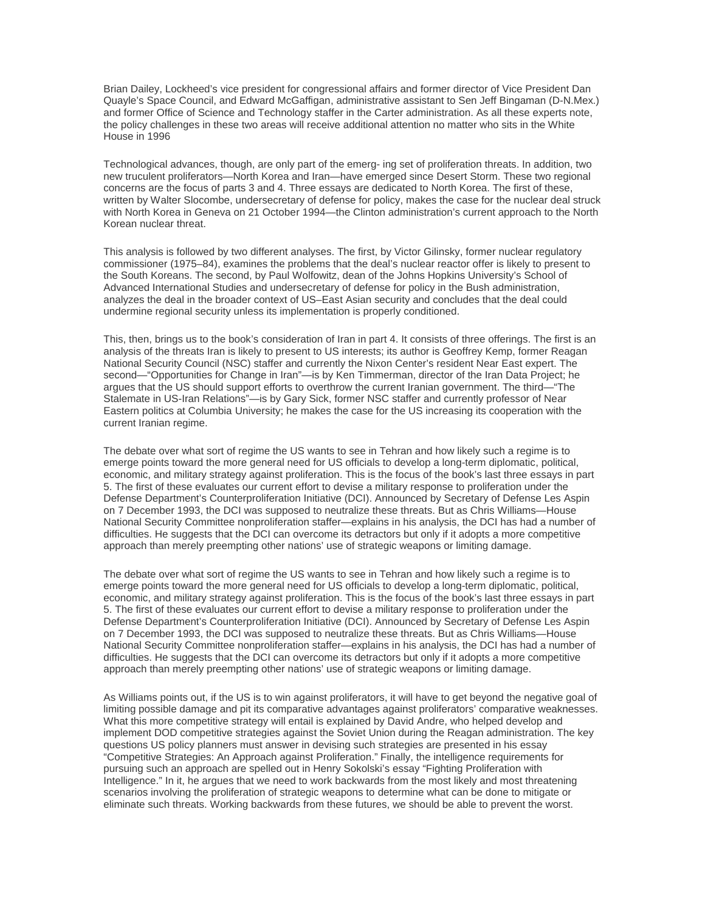Brian Dailey, Lockheed's vice president for congressional affairs and former director of Vice President Dan Quayle's Space Council, and Edward McGaffigan, administrative assistant to Sen Jeff Bingaman (D-N.Mex.) and former Office of Science and Technology staffer in the Carter administration. As all these experts note, the policy challenges in these two areas will receive additional attention no matter who sits in the White House in 1996

Technological advances, though, are only part of the emerg- ing set of proliferation threats. In addition, two new truculent proliferators—North Korea and Iran—have emerged since Desert Storm. These two regional concerns are the focus of parts 3 and 4. Three essays are dedicated to North Korea. The first of these, written by Walter Slocombe, undersecretary of defense for policy, makes the case for the nuclear deal struck with North Korea in Geneva on 21 October 1994—the Clinton administration's current approach to the North Korean nuclear threat.

This analysis is followed by two different analyses. The first, by Victor Gilinsky, former nuclear regulatory commissioner (1975–84), examines the problems that the deal's nuclear reactor offer is likely to present to the South Koreans. The second, by Paul Wolfowitz, dean of the Johns Hopkins University's School of Advanced International Studies and undersecretary of defense for policy in the Bush administration, analyzes the deal in the broader context of US–East Asian security and concludes that the deal could undermine regional security unless its implementation is properly conditioned.

This, then, brings us to the book's consideration of Iran in part 4. It consists of three offerings. The first is an analysis of the threats Iran is likely to present to US interests; its author is Geoffrey Kemp, former Reagan National Security Council (NSC) staffer and currently the Nixon Center's resident Near East expert. The second—"Opportunities for Change in Iran"—is by Ken Timmerman, director of the Iran Data Project; he argues that the US should support efforts to overthrow the current Iranian government. The third—"The Stalemate in US-Iran Relations"—is by Gary Sick, former NSC staffer and currently professor of Near Eastern politics at Columbia University; he makes the case for the US increasing its cooperation with the current Iranian regime.

The debate over what sort of regime the US wants to see in Tehran and how likely such a regime is to emerge points toward the more general need for US officials to develop a long-term diplomatic, political, economic, and military strategy against proliferation. This is the focus of the book's last three essays in part 5. The first of these evaluates our current effort to devise a military response to proliferation under the Defense Department's Counterproliferation Initiative (DCI). Announced by Secretary of Defense Les Aspin on 7 December 1993, the DCI was supposed to neutralize these threats. But as Chris Williams—House National Security Committee nonproliferation staffer—explains in his analysis, the DCI has had a number of difficulties. He suggests that the DCI can overcome its detractors but only if it adopts a more competitive approach than merely preempting other nations' use of strategic weapons or limiting damage.

The debate over what sort of regime the US wants to see in Tehran and how likely such a regime is to emerge points toward the more general need for US officials to develop a long-term diplomatic, political, economic, and military strategy against proliferation. This is the focus of the book's last three essays in part 5. The first of these evaluates our current effort to devise a military response to proliferation under the Defense Department's Counterproliferation Initiative (DCI). Announced by Secretary of Defense Les Aspin on 7 December 1993, the DCI was supposed to neutralize these threats. But as Chris Williams—House National Security Committee nonproliferation staffer—explains in his analysis, the DCI has had a number of difficulties. He suggests that the DCI can overcome its detractors but only if it adopts a more competitive approach than merely preempting other nations' use of strategic weapons or limiting damage.

As Williams points out, if the US is to win against proliferators, it will have to get beyond the negative goal of limiting possible damage and pit its comparative advantages against proliferators' comparative weaknesses. What this more competitive strategy will entail is explained by David Andre, who helped develop and implement DOD competitive strategies against the Soviet Union during the Reagan administration. The key questions US policy planners must answer in devising such strategies are presented in his essay "Competitive Strategies: An Approach against Proliferation." Finally, the intelligence requirements for pursuing such an approach are spelled out in Henry Sokolski's essay "Fighting Proliferation with Intelligence." In it, he argues that we need to work backwards from the most likely and most threatening scenarios involving the proliferation of strategic weapons to determine what can be done to mitigate or eliminate such threats. Working backwards from these futures, we should be able to prevent the worst.